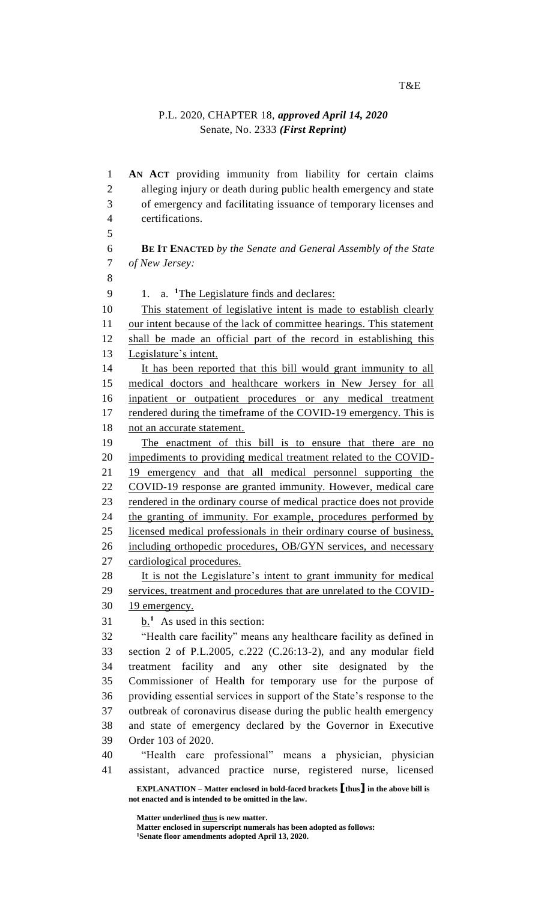T&E

P.L. 2020, CHAPTER 18, ***approved April 14, 2020***
Senate, No. 2333 ***(First Reprint)***

**AN ACT** providing immunity from liability for certain claims alleging injury or death during public health emergency and state of emergency and facilitating issuance of temporary licenses and certifications.

**BE IT ENACTED** *by the Senate and General Assembly of the State of New Jersey:*

1. a. [1]The Legislature finds and declares:

This statement of legislative intent is made to establish clearly our intent because of the lack of committee hearings. This statement shall be made an official part of the record in establishing this Legislature's intent.

It has been reported that this bill would grant immunity to all medical doctors and healthcare workers in New Jersey for all inpatient or outpatient procedures or any medical treatment rendered during the timeframe of the COVID-19 emergency. This is not an accurate statement.

The enactment of this bill is to ensure that there are no impediments to providing medical treatment related to the COVID-19 emergency and that all medical personnel supporting the COVID-19 response are granted immunity. However, medical care rendered in the ordinary course of medical practice does not provide the granting of immunity. For example, procedures performed by licensed medical professionals in their ordinary course of business, including orthopedic procedures, OB/GYN services, and necessary cardiological procedures.

It is not the Legislature's intent to grant immunity for medical services, treatment and procedures that are unrelated to the COVID-19 emergency.

b.[1] As used in this section:

"Health care facility" means any healthcare facility as defined in section 2 of P.L.2005, c.222 (C.26:13-2), and any modular field treatment facility and any other site designated by the Commissioner of Health for temporary use for the purpose of providing essential services in support of the State's response to the outbreak of coronavirus disease during the public health emergency and state of emergency declared by the Governor in Executive Order 103 of 2020.

"Health care professional" means a physician, physician assistant, advanced practice nurse, registered nurse, licensed

**EXPLANATION – Matter enclosed in bold-faced brackets [thus] in the above bill is not enacted and is intended to be omitted in the law.**

**Matter underlined thus is new matter.**
**Matter enclosed in superscript numerals has been adopted as follows:**
[1]**Senate floor amendments adopted April 13, 2020.**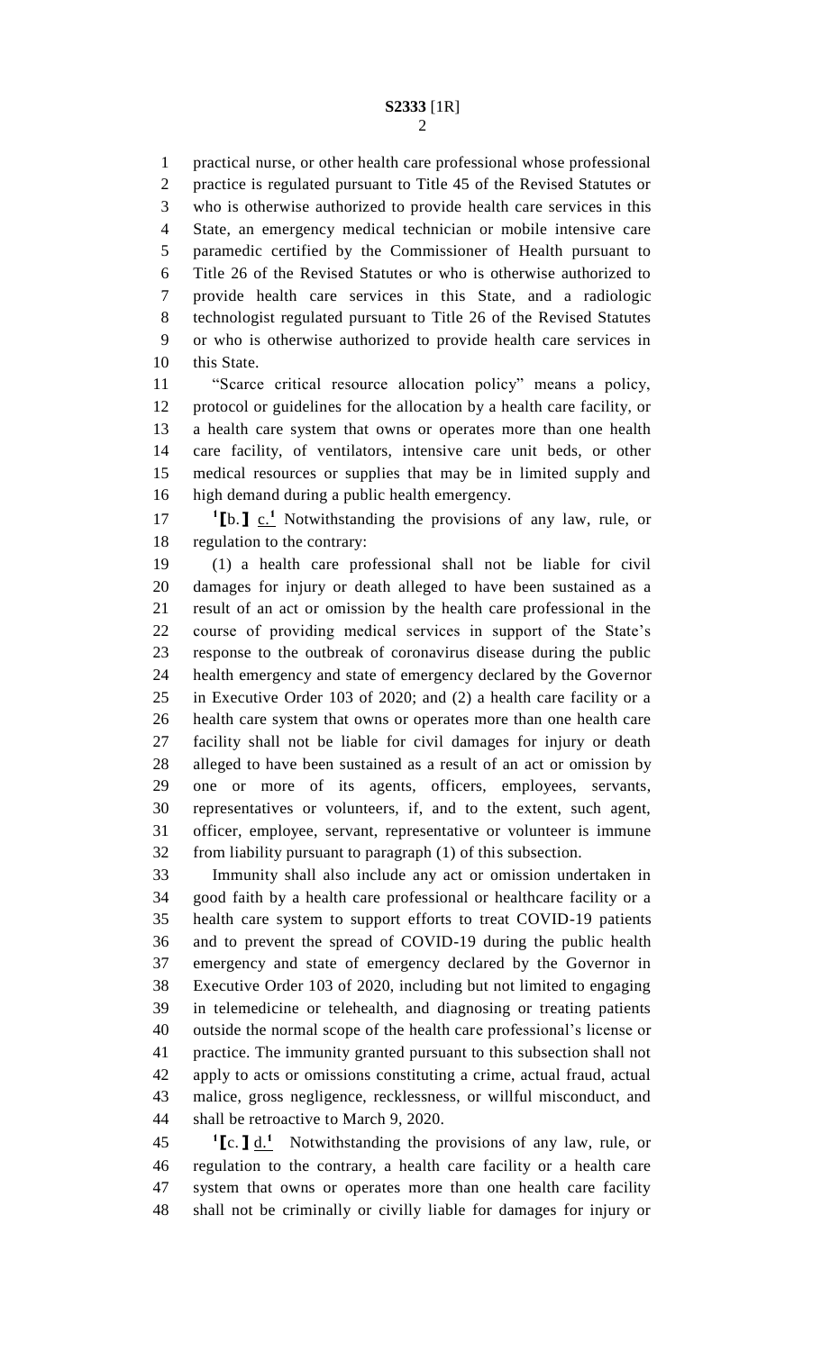practical nurse, or other health care professional whose professional practice is regulated pursuant to Title 45 of the Revised Statutes or who is otherwise authorized to provide health care services in this State, an emergency medical technician or mobile intensive care paramedic certified by the Commissioner of Health pursuant to Title 26 of the Revised Statutes or who is otherwise authorized to provide health care services in this State, and a radiologic technologist regulated pursuant to Title 26 of the Revised Statutes or who is otherwise authorized to provide health care services in this State.

"Scarce critical resource allocation policy" means a policy, protocol or guidelines for the allocation by a health care facility, or a health care system that owns or operates more than one health care facility, of ventilators, intensive care unit beds, or other medical resources or supplies that may be in limited supply and high demand during a public health emergency.

[1][b.] c.[1] Notwithstanding the provisions of any law, rule, or regulation to the contrary:

(1) a health care professional shall not be liable for civil damages for injury or death alleged to have been sustained as a result of an act or omission by the health care professional in the course of providing medical services in support of the State's response to the outbreak of coronavirus disease during the public health emergency and state of emergency declared by the Governor in Executive Order 103 of 2020; and (2) a health care facility or a health care system that owns or operates more than one health care facility shall not be liable for civil damages for injury or death alleged to have been sustained as a result of an act or omission by one or more of its agents, officers, employees, servants, representatives or volunteers, if, and to the extent, such agent, officer, employee, servant, representative or volunteer is immune from liability pursuant to paragraph (1) of this subsection.

Immunity shall also include any act or omission undertaken in good faith by a health care professional or healthcare facility or a health care system to support efforts to treat COVID-19 patients and to prevent the spread of COVID-19 during the public health emergency and state of emergency declared by the Governor in Executive Order 103 of 2020, including but not limited to engaging in telemedicine or telehealth, and diagnosing or treating patients outside the normal scope of the health care professional's license or practice. The immunity granted pursuant to this subsection shall not apply to acts or omissions constituting a crime, actual fraud, actual malice, gross negligence, recklessness, or willful misconduct, and shall be retroactive to March 9, 2020.

[1][c.] d.[1] Notwithstanding the provisions of any law, rule, or regulation to the contrary, a health care facility or a health care system that owns or operates more than one health care facility shall not be criminally or civilly liable for damages for injury or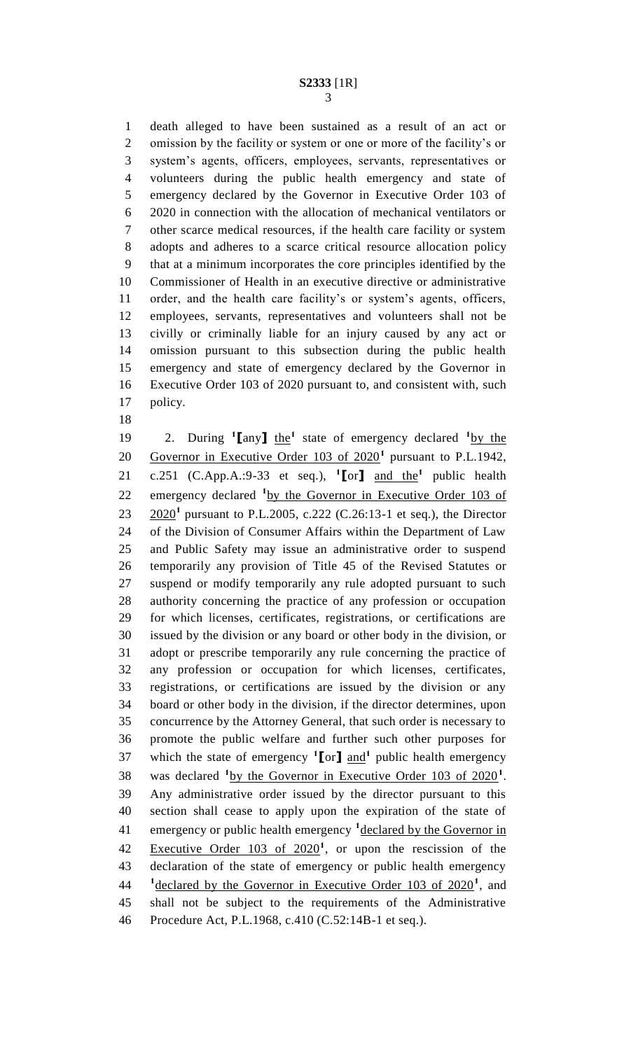death alleged to have been sustained as a result of an act or omission by the facility or system or one or more of the facility's or system's agents, officers, employees, servants, representatives or volunteers during the public health emergency and state of emergency declared by the Governor in Executive Order 103 of 2020 in connection with the allocation of mechanical ventilators or other scarce medical resources, if the health care facility or system adopts and adheres to a scarce critical resource allocation policy that at a minimum incorporates the core principles identified by the Commissioner of Health in an executive directive or administrative order, and the health care facility's or system's agents, officers, employees, servants, representatives and volunteers shall not be civilly or criminally liable for an injury caused by any act or omission pursuant to this subsection during the public health emergency and state of emergency declared by the Governor in Executive Order 103 of 2020 pursuant to, and consistent with, such policy.

2. During [1]【any】 <u>the</u>[1] state of emergency declared [1]<u>by the Governor in Executive Order 103 of 2020</u>[1] pursuant to P.L.1942, c.251 (C.App.A.:9-33 et seq.), [1]【or】 <u>and the</u>[1] public health emergency declared [1]<u>by the Governor in Executive Order 103 of 2020</u>[1] pursuant to P.L.2005, c.222 (C.26:13-1 et seq.), the Director of the Division of Consumer Affairs within the Department of Law and Public Safety may issue an administrative order to suspend temporarily any provision of Title 45 of the Revised Statutes or suspend or modify temporarily any rule adopted pursuant to such authority concerning the practice of any profession or occupation for which licenses, certificates, registrations, or certifications are issued by the division or any board or other body in the division, or adopt or prescribe temporarily any rule concerning the practice of any profession or occupation for which licenses, certificates, registrations, or certifications are issued by the division or any board or other body in the division, if the director determines, upon concurrence by the Attorney General, that such order is necessary to promote the public welfare and further such other purposes for which the state of emergency [1]【or】 <u>and</u>[1] public health emergency was declared [1]<u>by the Governor in Executive Order 103 of 2020</u>[1]. Any administrative order issued by the director pursuant to this section shall cease to apply upon the expiration of the state of emergency or public health emergency [1]<u>declared by the Governor in Executive Order 103 of 2020</u>[1], or upon the rescission of the declaration of the state of emergency or public health emergency [1]<u>declared by the Governor in Executive Order 103 of 2020</u>[1], and shall not be subject to the requirements of the Administrative Procedure Act, P.L.1968, c.410 (C.52:14B-1 et seq.).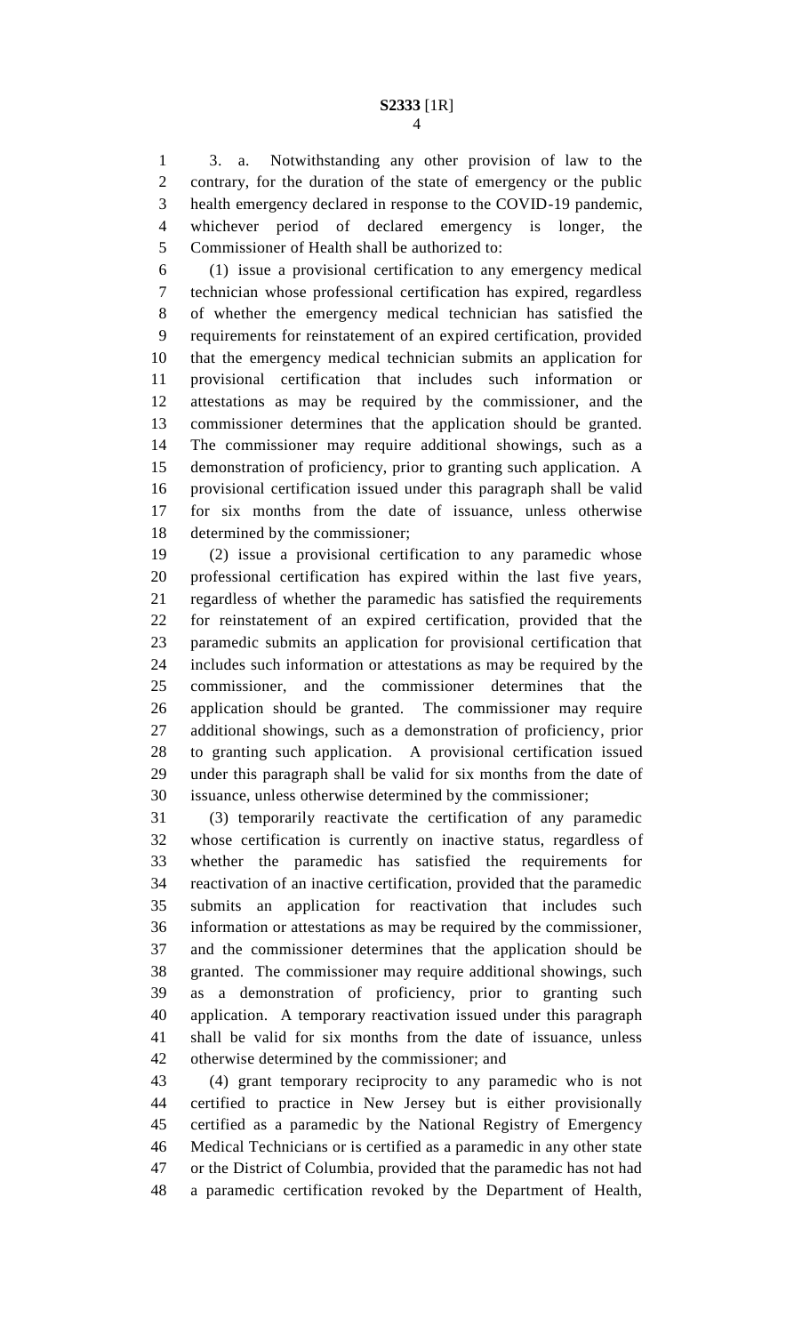3. a. Notwithstanding any other provision of law to the contrary, for the duration of the state of emergency or the public health emergency declared in response to the COVID-19 pandemic, whichever period of declared emergency is longer, the Commissioner of Health shall be authorized to:

(1) issue a provisional certification to any emergency medical technician whose professional certification has expired, regardless of whether the emergency medical technician has satisfied the requirements for reinstatement of an expired certification, provided that the emergency medical technician submits an application for provisional certification that includes such information or attestations as may be required by the commissioner, and the commissioner determines that the application should be granted. The commissioner may require additional showings, such as a demonstration of proficiency, prior to granting such application. A provisional certification issued under this paragraph shall be valid for six months from the date of issuance, unless otherwise determined by the commissioner;

(2) issue a provisional certification to any paramedic whose professional certification has expired within the last five years, regardless of whether the paramedic has satisfied the requirements for reinstatement of an expired certification, provided that the paramedic submits an application for provisional certification that includes such information or attestations as may be required by the commissioner, and the commissioner determines that the application should be granted. The commissioner may require additional showings, such as a demonstration of proficiency, prior to granting such application. A provisional certification issued under this paragraph shall be valid for six months from the date of issuance, unless otherwise determined by the commissioner;

(3) temporarily reactivate the certification of any paramedic whose certification is currently on inactive status, regardless of whether the paramedic has satisfied the requirements for reactivation of an inactive certification, provided that the paramedic submits an application for reactivation that includes such information or attestations as may be required by the commissioner, and the commissioner determines that the application should be granted. The commissioner may require additional showings, such as a demonstration of proficiency, prior to granting such application. A temporary reactivation issued under this paragraph shall be valid for six months from the date of issuance, unless otherwise determined by the commissioner; and

(4) grant temporary reciprocity to any paramedic who is not certified to practice in New Jersey but is either provisionally certified as a paramedic by the National Registry of Emergency Medical Technicians or is certified as a paramedic in any other state or the District of Columbia, provided that the paramedic has not had a paramedic certification revoked by the Department of Health,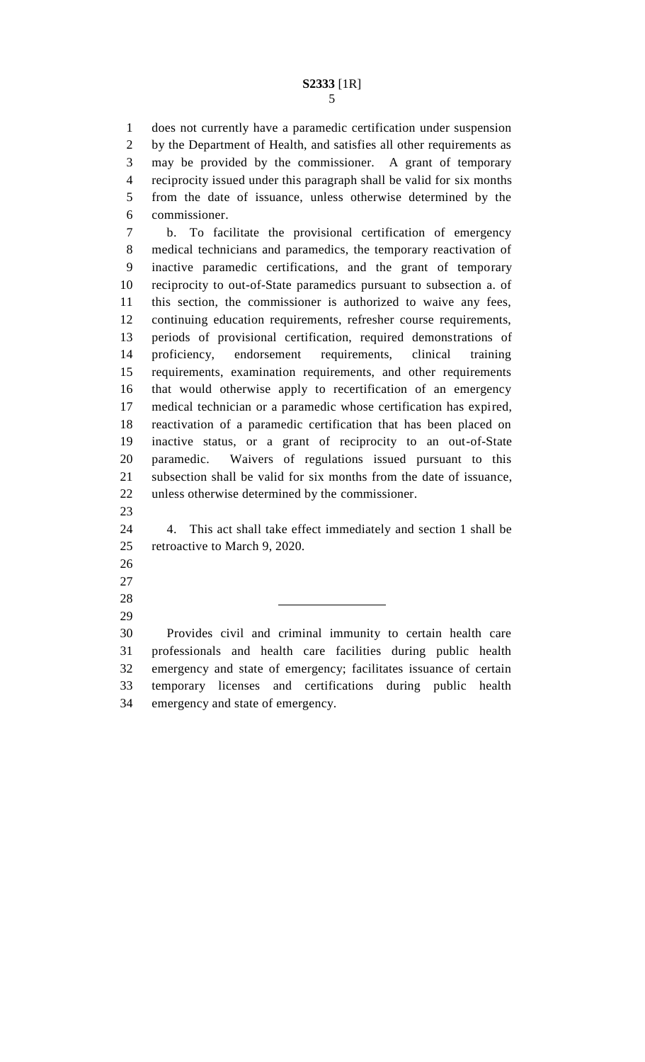does not currently have a paramedic certification under suspension by the Department of Health, and satisfies all other requirements as may be provided by the commissioner. A grant of temporary reciprocity issued under this paragraph shall be valid for six months from the date of issuance, unless otherwise determined by the commissioner.

b. To facilitate the provisional certification of emergency medical technicians and paramedics, the temporary reactivation of inactive paramedic certifications, and the grant of temporary reciprocity to out-of-State paramedics pursuant to subsection a. of this section, the commissioner is authorized to waive any fees, continuing education requirements, refresher course requirements, periods of provisional certification, required demonstrations of proficiency, endorsement requirements, clinical training requirements, examination requirements, and other requirements that would otherwise apply to recertification of an emergency medical technician or a paramedic whose certification has expired, reactivation of a paramedic certification that has been placed on inactive status, or a grant of reciprocity to an out-of-State paramedic. Waivers of regulations issued pursuant to this subsection shall be valid for six months from the date of issuance, unless otherwise determined by the commissioner.

4. This act shall take effect immediately and section 1 shall be retroactive to March 9, 2020.

---

Provides civil and criminal immunity to certain health care professionals and health care facilities during public health emergency and state of emergency; facilitates issuance of certain temporary licenses and certifications during public health emergency and state of emergency.